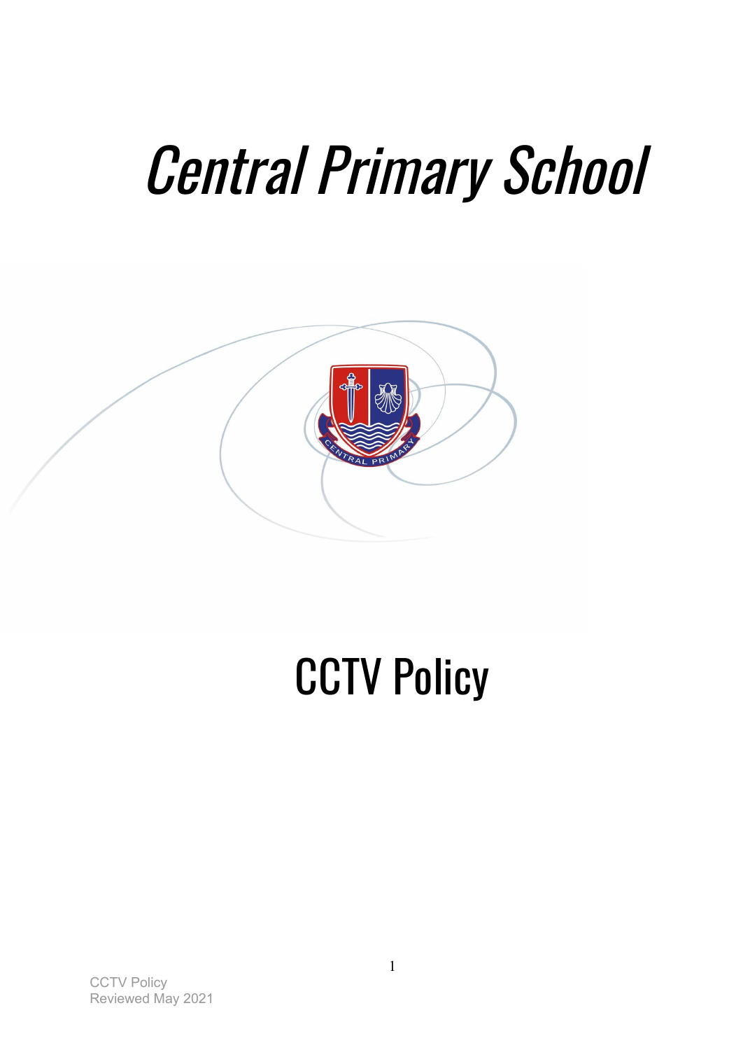# *Central Primary School*

# CCTV Policy

CCTV Policy
Reviewed May 2021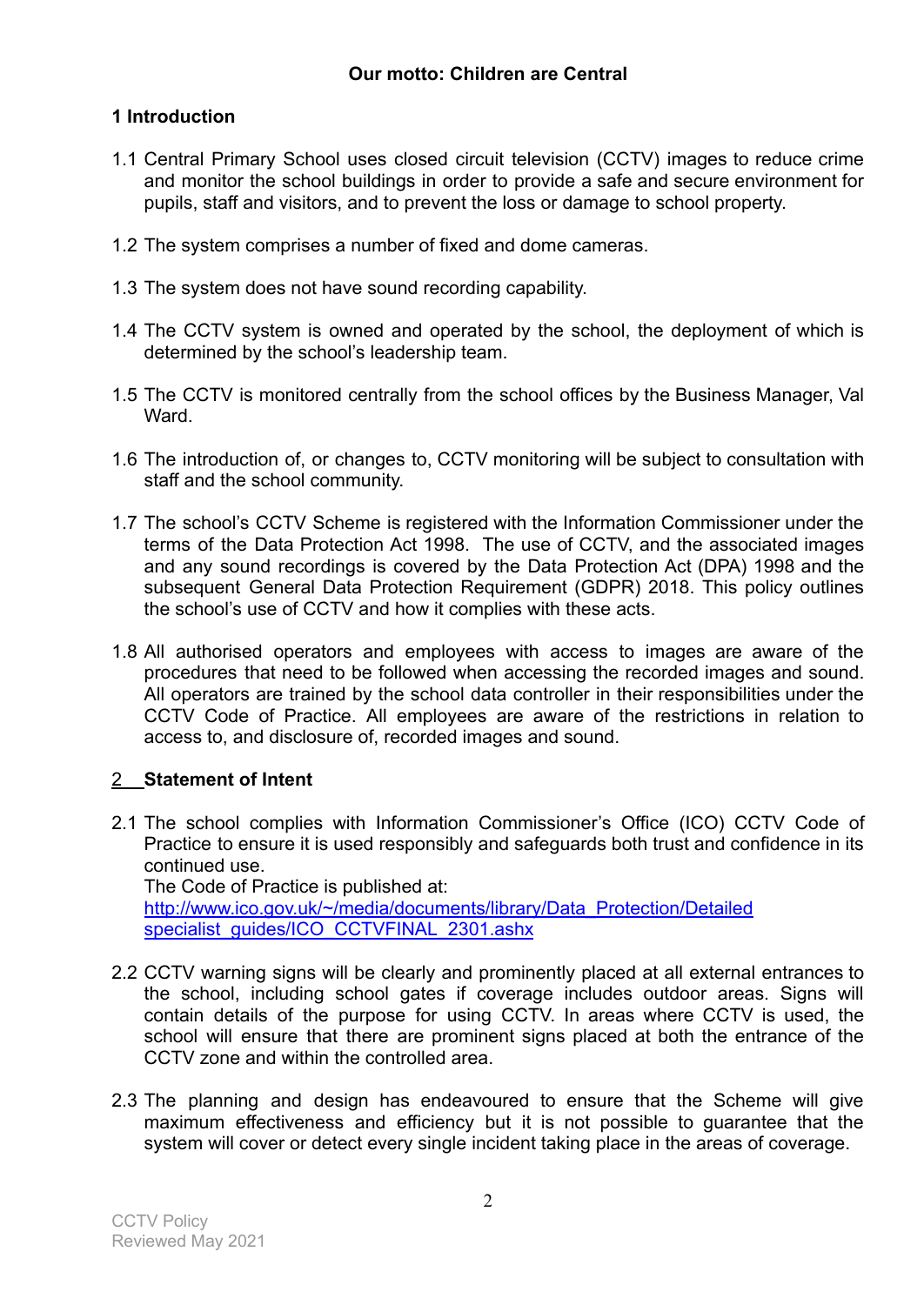**Our motto: Children are Central**

## 1 Introduction

1.1 Central Primary School uses closed circuit television (CCTV) images to reduce crime and monitor the school buildings in order to provide a safe and secure environment for pupils, staff and visitors, and to prevent the loss or damage to school property.

1.2 The system comprises a number of fixed and dome cameras.

1.3 The system does not have sound recording capability.

1.4 The CCTV system is owned and operated by the school, the deployment of which is determined by the school's leadership team.

1.5 The CCTV is monitored centrally from the school offices by the Business Manager, Val Ward.

1.6 The introduction of, or changes to, CCTV monitoring will be subject to consultation with staff and the school community.

1.7 The school's CCTV Scheme is registered with the Information Commissioner under the terms of the Data Protection Act 1998. The use of CCTV, and the associated images and any sound recordings is covered by the Data Protection Act (DPA) 1998 and the subsequent General Data Protection Requirement (GDPR) 2018. This policy outlines the school's use of CCTV and how it complies with these acts.

1.8 All authorised operators and employees with access to images are aware of the procedures that need to be followed when accessing the recorded images and sound. All operators are trained by the school data controller in their responsibilities under the CCTV Code of Practice. All employees are aware of the restrictions in relation to access to, and disclosure of, recorded images and sound.

## 2 Statement of Intent

2.1 The school complies with Information Commissioner's Office (ICO) CCTV Code of Practice to ensure it is used responsibly and safeguards both trust and confidence in its continued use.
The Code of Practice is published at:
[http://www.ico.gov.uk/~/media/documents/library/Data_Protection/Detailed specialist_guides/ICO_CCTVFINAL_2301.ashx](http://www.ico.gov.uk/~/media/documents/library/Data_Protection/Detailed_specialist_guides/ICO_CCTVFINAL_2301.ashx)

2.2 CCTV warning signs will be clearly and prominently placed at all external entrances to the school, including school gates if coverage includes outdoor areas. Signs will contain details of the purpose for using CCTV. In areas where CCTV is used, the school will ensure that there are prominent signs placed at both the entrance of the CCTV zone and within the controlled area.

2.3 The planning and design has endeavoured to ensure that the Scheme will give maximum effectiveness and efficiency but it is not possible to guarantee that the system will cover or detect every single incident taking place in the areas of coverage.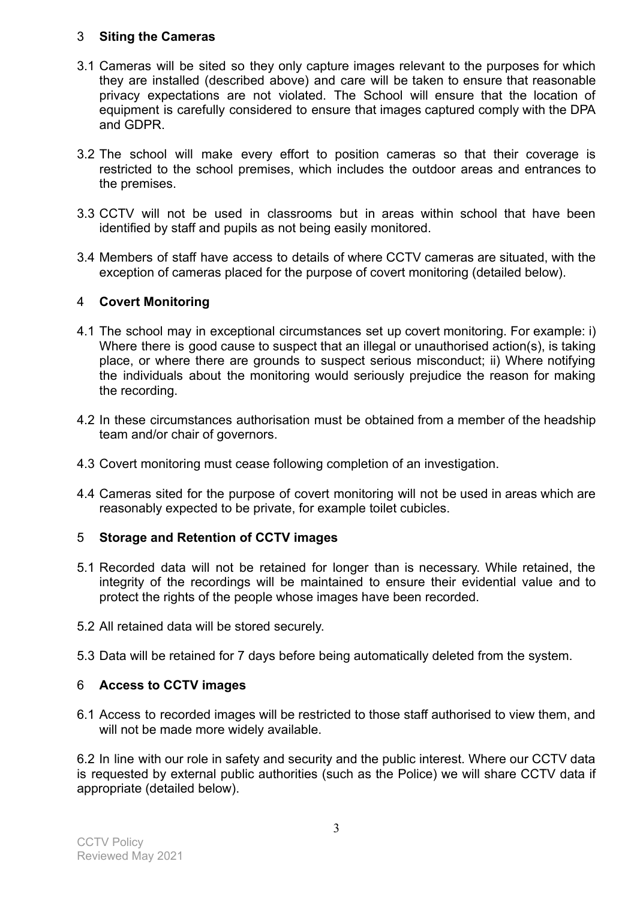## 3 **Siting the Cameras**

3.1 Cameras will be sited so they only capture images relevant to the purposes for which they are installed (described above) and care will be taken to ensure that reasonable privacy expectations are not violated. The School will ensure that the location of equipment is carefully considered to ensure that images captured comply with the DPA and GDPR.

3.2 The school will make every effort to position cameras so that their coverage is restricted to the school premises, which includes the outdoor areas and entrances to the premises.

3.3 CCTV will not be used in classrooms but in areas within school that have been identified by staff and pupils as not being easily monitored.

3.4 Members of staff have access to details of where CCTV cameras are situated, with the exception of cameras placed for the purpose of covert monitoring (detailed below).

## 4 **Covert Monitoring**

4.1 The school may in exceptional circumstances set up covert monitoring. For example: i) Where there is good cause to suspect that an illegal or unauthorised action(s), is taking place, or where there are grounds to suspect serious misconduct; ii) Where notifying the individuals about the monitoring would seriously prejudice the reason for making the recording.

4.2 In these circumstances authorisation must be obtained from a member of the headship team and/or chair of governors.

4.3 Covert monitoring must cease following completion of an investigation.

4.4 Cameras sited for the purpose of covert monitoring will not be used in areas which are reasonably expected to be private, for example toilet cubicles.

## 5 **Storage and Retention of CCTV images**

5.1 Recorded data will not be retained for longer than is necessary. While retained, the integrity of the recordings will be maintained to ensure their evidential value and to protect the rights of the people whose images have been recorded.

5.2 All retained data will be stored securely.

5.3 Data will be retained for 7 days before being automatically deleted from the system.

## 6 **Access to CCTV images**

6.1 Access to recorded images will be restricted to those staff authorised to view them, and will not be made more widely available.

6.2 In line with our role in safety and security and the public interest. Where our CCTV data is requested by external public authorities (such as the Police) we will share CCTV data if appropriate (detailed below).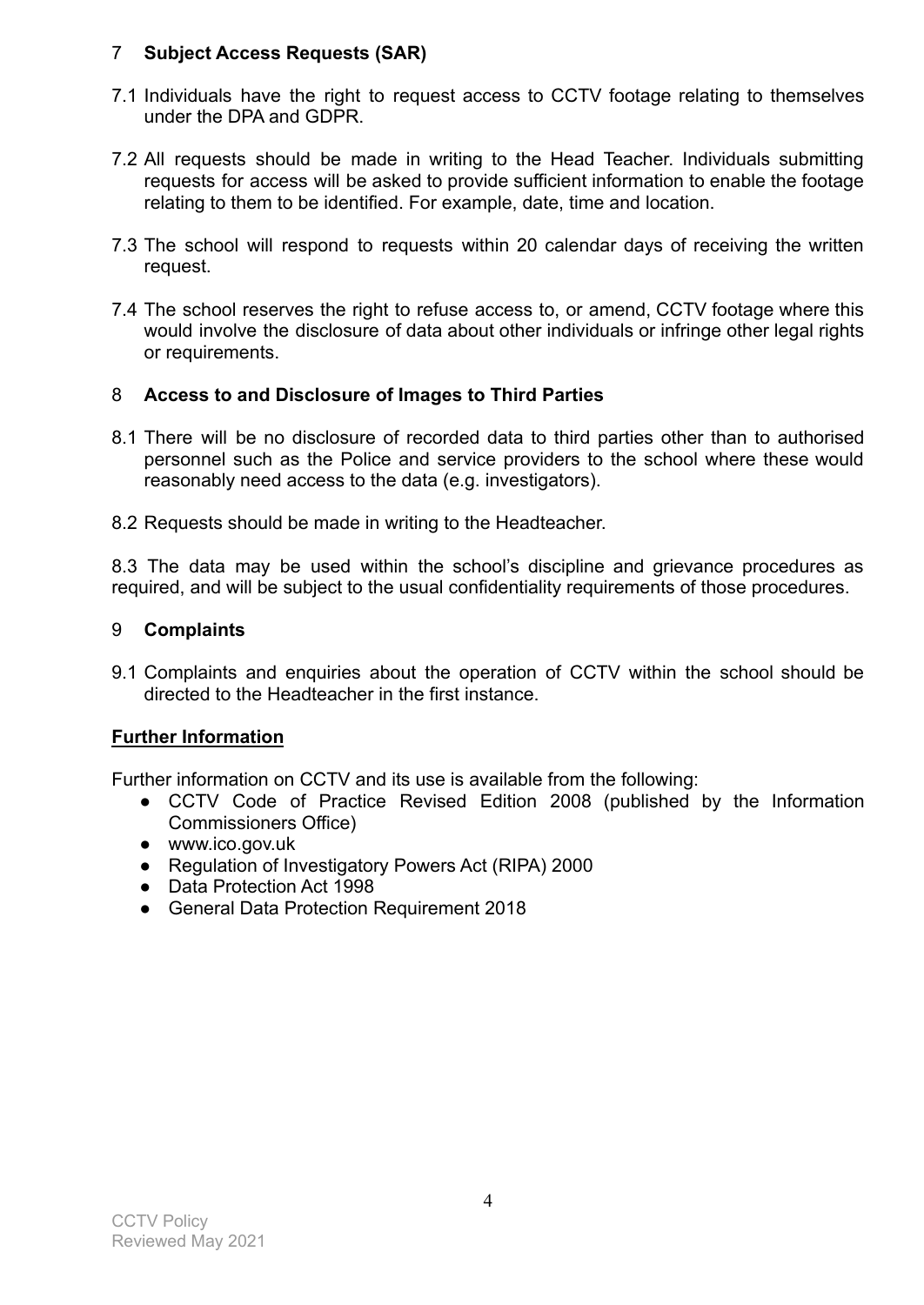## 7 Subject Access Requests (SAR)

7.1 Individuals have the right to request access to CCTV footage relating to themselves under the DPA and GDPR.

7.2 All requests should be made in writing to the Head Teacher. Individuals submitting requests for access will be asked to provide sufficient information to enable the footage relating to them to be identified. For example, date, time and location.

7.3 The school will respond to requests within 20 calendar days of receiving the written request.

7.4 The school reserves the right to refuse access to, or amend, CCTV footage where this would involve the disclosure of data about other individuals or infringe other legal rights or requirements.

## 8 Access to and Disclosure of Images to Third Parties

8.1 There will be no disclosure of recorded data to third parties other than to authorised personnel such as the Police and service providers to the school where these would reasonably need access to the data (e.g. investigators).

8.2 Requests should be made in writing to the Headteacher.

8.3 The data may be used within the school's discipline and grievance procedures as required, and will be subject to the usual confidentiality requirements of those procedures.

## 9 Complaints

9.1 Complaints and enquiries about the operation of CCTV within the school should be directed to the Headteacher in the first instance.

## Further Information

Further information on CCTV and its use is available from the following:

- CCTV Code of Practice Revised Edition 2008 (published by the Information Commissioners Office)
- www.ico.gov.uk
- Regulation of Investigatory Powers Act (RIPA) 2000
- Data Protection Act 1998
- General Data Protection Requirement 2018